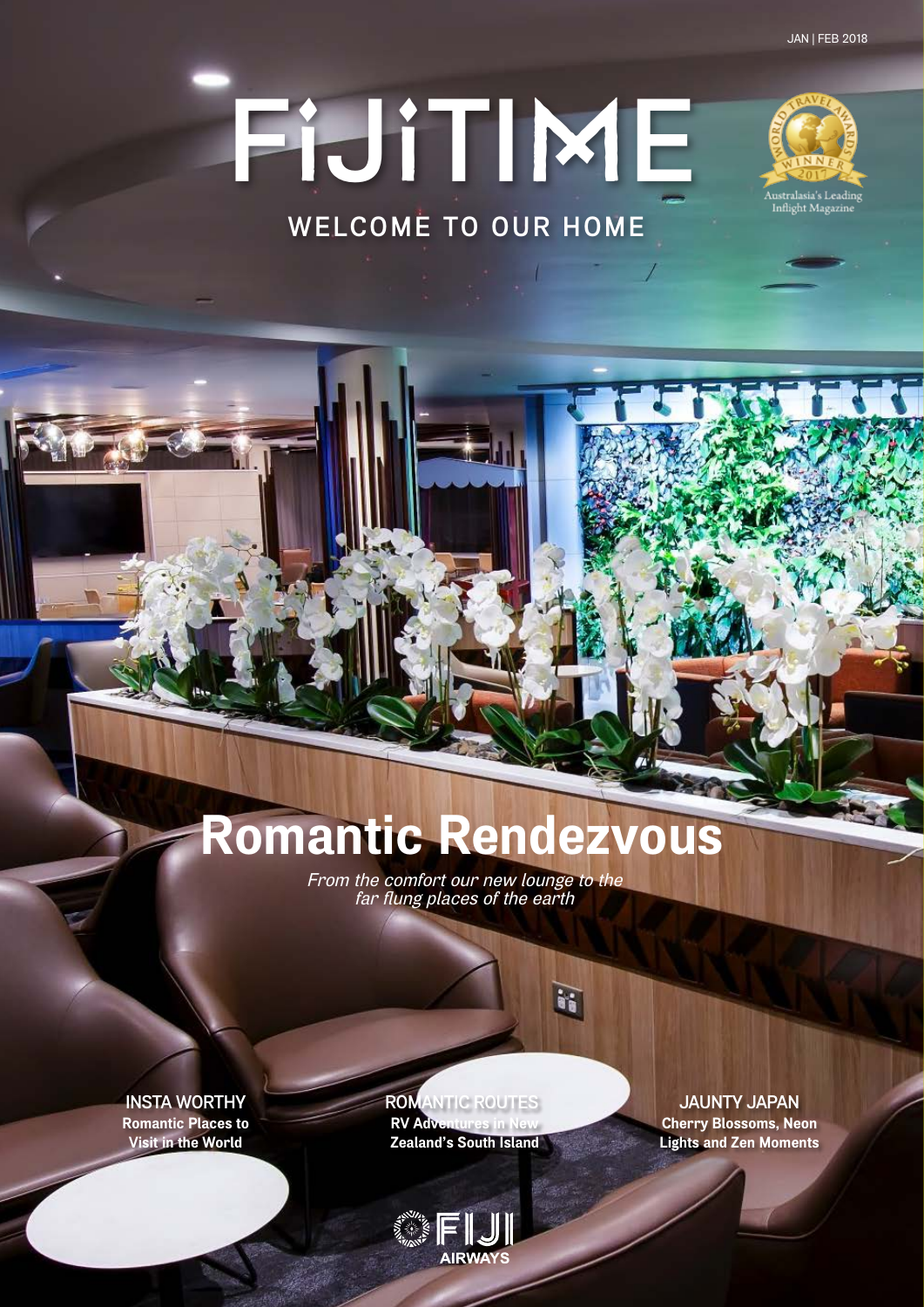JAN | FEB 2018

# FIJITIME

WELCOME TO OUR HOME

World Travel Awards Winner 2017 — Australasia's Leading Inflight Magazine

## Romantic Rendezvous

*From the comfort our new lounge to the far flung places of the earth*

INSTA WORTHY
**Romantic Places to Visit in the World**

ROMANTIC ROUTES
**RV Adventures in New Zealand's South Island**

JAUNTY JAPAN
**Cherry Blossoms, Neon Lights and Zen Moments**

FIJI AIRWAYS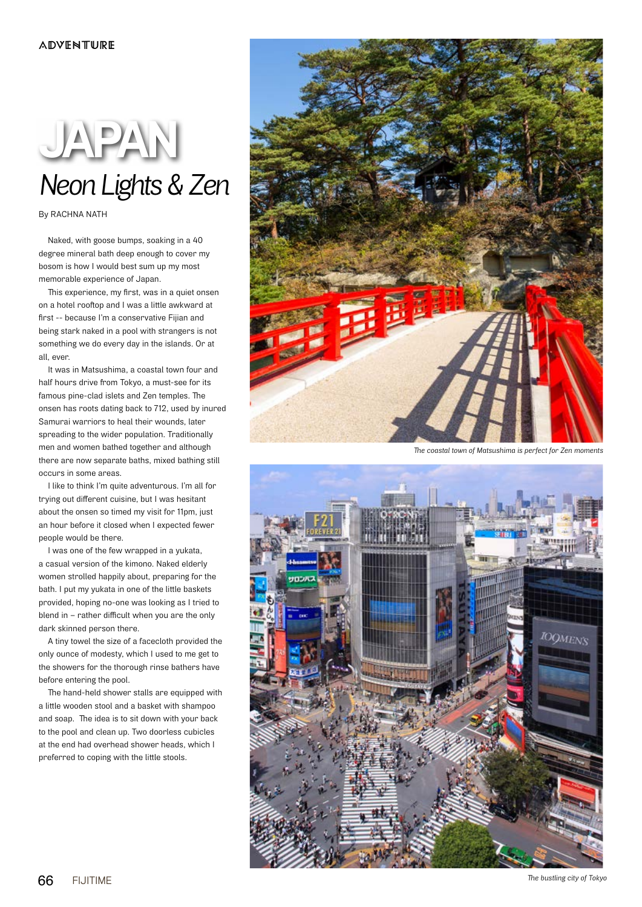# JAPAN

## Neon Lights & Zen

By RACHNA NATH

Naked, with goose bumps, soaking in a 40 degree mineral bath deep enough to cover my bosom is how I would best sum up my most memorable experience of Japan.

This experience, my first, was in a quiet onsen on a hotel rooftop and I was a little awkward at first -- because I'm a conservative Fijian and being stark naked in a pool with strangers is not something we do every day in the islands. Or at all, ever.

It was in Matsushima, a coastal town four and half hours drive from Tokyo, a must-see for its famous pine-clad islets and Zen temples. The onsen has roots dating back to 712, used by inured Samurai warriors to heal their wounds, later spreading to the wider population. Traditionally men and women bathed together and although there are now separate baths, mixed bathing still occurs in some areas.

I like to think I'm quite adventurous. I'm all for trying out different cuisine, but I was hesitant about the onsen so timed my visit for 11pm, just an hour before it closed when I expected fewer people would be there.

I was one of the few wrapped in a yukata, a casual version of the kimono. Naked elderly women strolled happily about, preparing for the bath. I put my yukata in one of the little baskets provided, hoping no-one was looking as I tried to blend in – rather difficult when you are the only dark skinned person there.

A tiny towel the size of a facecloth provided the only ounce of modesty, which I used to me get to the showers for the thorough rinse bathers have before entering the pool.

The hand-held shower stalls are equipped with a little wooden stool and a basket with shampoo and soap. The idea is to sit down with your back to the pool and clean up. Two doorless cubicles at the end had overhead shower heads, which I preferred to coping with the little stools.

*The coastal town of Matsushima is perfect for Zen moments*

*The bustling city of Tokyo*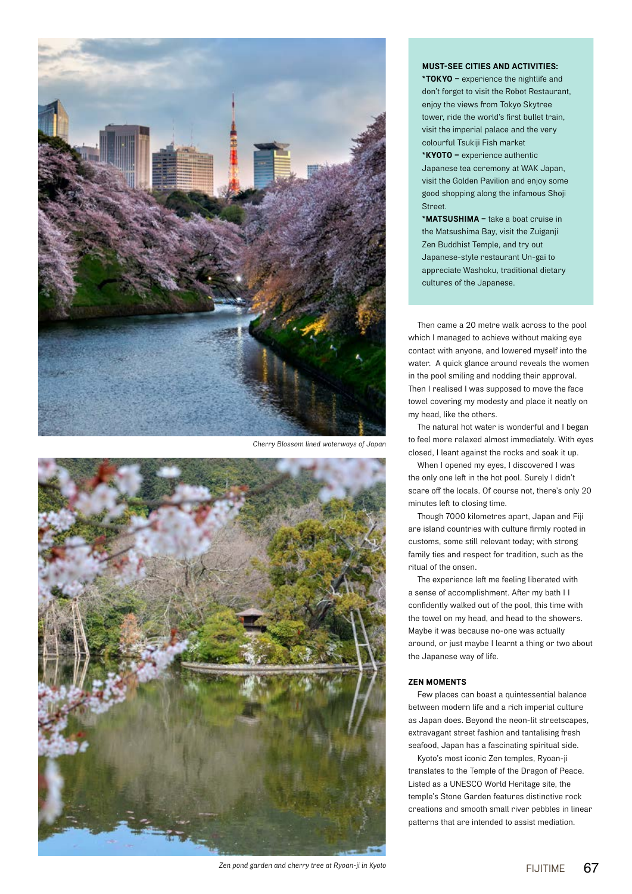*Cherry Blossom lined waterways of Japan*

*Zen pond garden and cherry tree at Ryoan-ji in Kyoto*

**MUST-SEE CITIES AND ACTIVITIES:**

***TOKYO –** experience the nightlife and don't forget to visit the Robot Restaurant, enjoy the views from Tokyo Skytree tower, ride the world's first bullet train, visit the imperial palace and the very colourful Tsukiji Fish market

***KYOTO –** experience authentic Japanese tea ceremony at WAK Japan, visit the Golden Pavilion and enjoy some good shopping along the infamous Shoji Street.

***MATSUSHIMA –** take a boat cruise in the Matsushima Bay, visit the Zuiganji Zen Buddhist Temple, and try out Japanese-style restaurant Un-gai to appreciate Washoku, traditional dietary cultures of the Japanese.

Then came a 20 metre walk across to the pool which I managed to achieve without making eye contact with anyone, and lowered myself into the water. A quick glance around reveals the women in the pool smiling and nodding their approval. Then I realised I was supposed to move the face towel covering my modesty and place it neatly on my head, like the others.

The natural hot water is wonderful and I began to feel more relaxed almost immediately. With eyes closed, I leant against the rocks and soak it up.

When I opened my eyes, I discovered I was the only one left in the hot pool. Surely I didn't scare off the locals. Of course not, there's only 20 minutes left to closing time.

Though 7000 kilometres apart, Japan and Fiji are island countries with culture firmly rooted in customs, some still relevant today; with strong family ties and respect for tradition, such as the ritual of the onsen.

The experience left me feeling liberated with a sense of accomplishment. After my bath I I confidently walked out of the pool, this time with the towel on my head, and head to the showers. Maybe it was because no-one was actually around, or just maybe I learnt a thing or two about the Japanese way of life.

### ZEN MOMENTS

Few places can boast a quintessential balance between modern life and a rich imperial culture as Japan does. Beyond the neon-lit streetscapes, extravagant street fashion and tantalising fresh seafood, Japan has a fascinating spiritual side.

Kyoto's most iconic Zen temples, Ryoan-ji translates to the Temple of the Dragon of Peace. Listed as a UNESCO World Heritage site, the temple's Stone Garden features distinctive rock creations and smooth small river pebbles in linear patterns that are intended to assist mediation.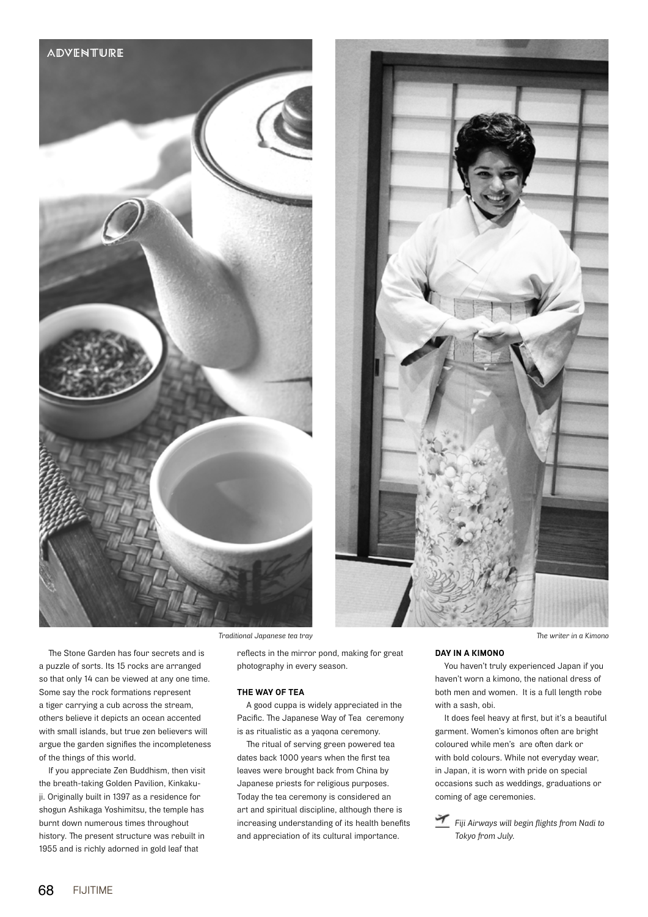ADVENTURE

Traditional Japanese tea tray

The writer in a Kimono

The Stone Garden has four secrets and is a puzzle of sorts. Its 15 rocks are arranged so that only 14 can be viewed at any one time. Some say the rock formations represent a tiger carrying a cub across the stream, others believe it depicts an ocean accented with small islands, but true zen believers will argue the garden signifies the incompleteness of the things of this world.

If you appreciate Zen Buddhism, then visit the breath-taking Golden Pavilion, Kinkaku-ji. Originally built in 1397 as a residence for shogun Ashikaga Yoshimitsu, the temple has burnt down numerous times throughout history. The present structure was rebuilt in 1955 and is richly adorned in gold leaf that reflects in the mirror pond, making for great photography in every season.

**THE WAY OF TEA**

A good cuppa is widely appreciated in the Pacific. The Japanese Way of Tea ceremony is as ritualistic as a yaqona ceremony.

The ritual of serving green powered tea dates back 1000 years when the first tea leaves were brought back from China by Japanese priests for religious purposes. Today the tea ceremony is considered an art and spiritual discipline, although there is increasing understanding of its health benefits and appreciation of its cultural importance.

**DAY IN A KIMONO**

You haven't truly experienced Japan if you haven't worn a kimono, the national dress of both men and women. It is a full length robe with a sash, obi.

It does feel heavy at first, but it's a beautiful garment. Women's kimonos often are bright coloured while men's are often dark or with bold colours. While not everyday wear, in Japan, it is worn with pride on special occasions such as weddings, graduations or coming of age ceremonies.

*Fiji Airways will begin flights from Nadi to Tokyo from July.*